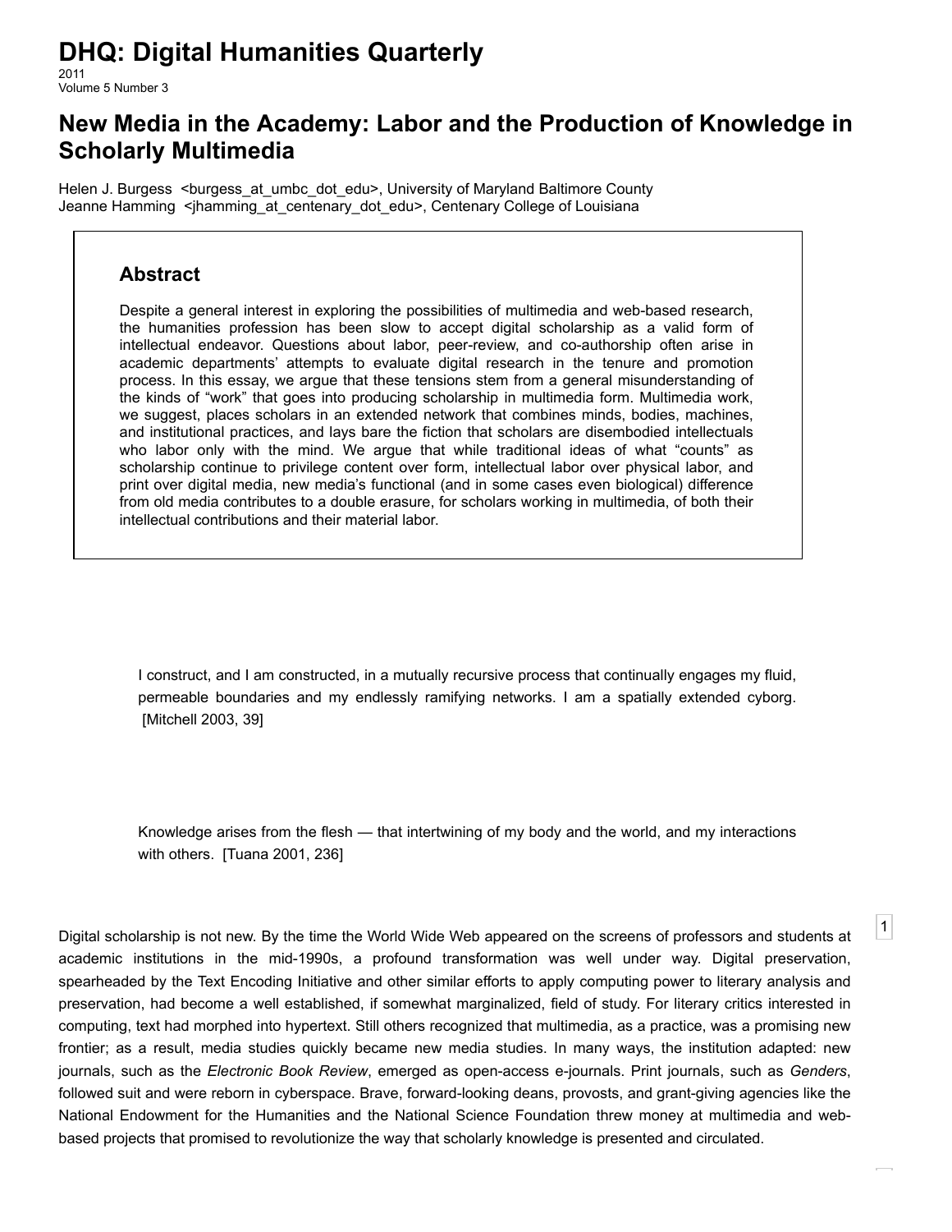# DHQ: Digital Humanities Quarterly

2011
Volume 5 Number 3

## New Media in the Academy: Labor and the Production of Knowledge in Scholarly Multimedia

Helen J. Burgess <burgess_at_umbc_dot_edu>, University of Maryland Baltimore County
Jeanne Hamming <jhamming_at_centenary_dot_edu>, Centenary College of Louisiana

### Abstract

Despite a general interest in exploring the possibilities of multimedia and web-based research, the humanities profession has been slow to accept digital scholarship as a valid form of intellectual endeavor. Questions about labor, peer-review, and co-authorship often arise in academic departments' attempts to evaluate digital research in the tenure and promotion process. In this essay, we argue that these tensions stem from a general misunderstanding of the kinds of "work" that goes into producing scholarship in multimedia form. Multimedia work, we suggest, places scholars in an extended network that combines minds, bodies, machines, and institutional practices, and lays bare the fiction that scholars are disembodied intellectuals who labor only with the mind. We argue that while traditional ideas of what "counts" as scholarship continue to privilege content over form, intellectual labor over physical labor, and print over digital media, new media's functional (and in some cases even biological) difference from old media contributes to a double erasure, for scholars working in multimedia, of both their intellectual contributions and their material labor.

> I construct, and I am constructed, in a mutually recursive process that continually engages my fluid, permeable boundaries and my endlessly ramifying networks. I am a spatially extended cyborg. [Mitchell 2003, 39]

> Knowledge arises from the flesh — that intertwining of my body and the world, and my interactions with others. [Tuana 2001, 236]

1

Digital scholarship is not new. By the time the World Wide Web appeared on the screens of professors and students at academic institutions in the mid-1990s, a profound transformation was well under way. Digital preservation, spearheaded by the Text Encoding Initiative and other similar efforts to apply computing power to literary analysis and preservation, had become a well established, if somewhat marginalized, field of study. For literary critics interested in computing, text had morphed into hypertext. Still others recognized that multimedia, as a practice, was a promising new frontier; as a result, media studies quickly became new media studies. In many ways, the institution adapted: new journals, such as the *Electronic Book Review*, emerged as open-access e-journals. Print journals, such as *Genders*, followed suit and were reborn in cyberspace. Brave, forward-looking deans, provosts, and grant-giving agencies like the National Endowment for the Humanities and the National Science Foundation threw money at multimedia and web-based projects that promised to revolutionize the way that scholarly knowledge is presented and circulated.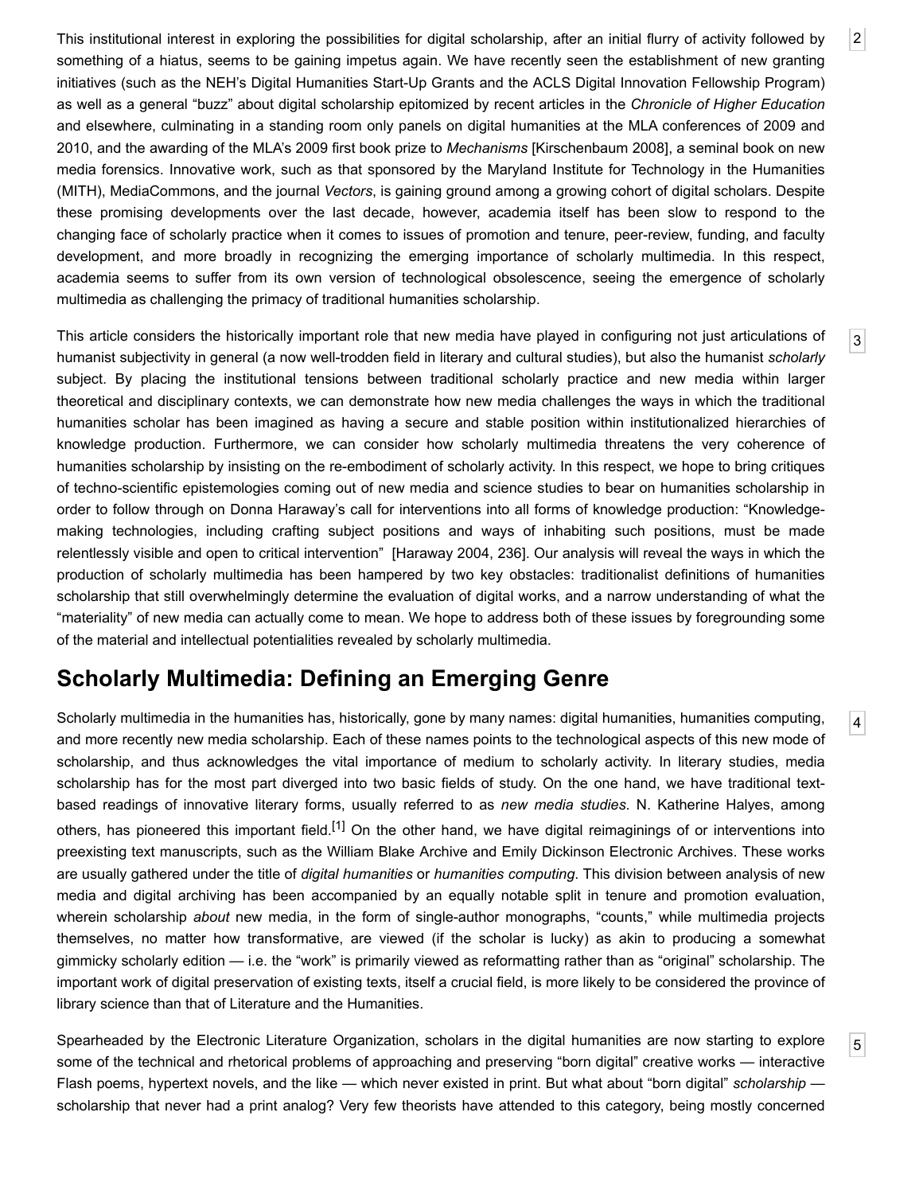This institutional interest in exploring the possibilities for digital scholarship, after an initial flurry of activity followed by something of a hiatus, seems to be gaining impetus again. We have recently seen the establishment of new granting initiatives (such as the NEH's Digital Humanities Start-Up Grants and the ACLS Digital Innovation Fellowship Program) as well as a general "buzz" about digital scholarship epitomized by recent articles in the *Chronicle of Higher Education* and elsewhere, culminating in a standing room only panels on digital humanities at the MLA conferences of 2009 and 2010, and the awarding of the MLA's 2009 first book prize to *Mechanisms* [Kirschenbaum 2008], a seminal book on new media forensics. Innovative work, such as that sponsored by the Maryland Institute for Technology in the Humanities (MITH), MediaCommons, and the journal *Vectors*, is gaining ground among a growing cohort of digital scholars. Despite these promising developments over the last decade, however, academia itself has been slow to respond to the changing face of scholarly practice when it comes to issues of promotion and tenure, peer-review, funding, and faculty development, and more broadly in recognizing the emerging importance of scholarly multimedia. In this respect, academia seems to suffer from its own version of technological obsolescence, seeing the emergence of scholarly multimedia as challenging the primacy of traditional humanities scholarship.

This article considers the historically important role that new media have played in configuring not just articulations of humanist subjectivity in general (a now well-trodden field in literary and cultural studies), but also the humanist *scholarly* subject. By placing the institutional tensions between traditional scholarly practice and new media within larger theoretical and disciplinary contexts, we can demonstrate how new media challenges the ways in which the traditional humanities scholar has been imagined as having a secure and stable position within institutionalized hierarchies of knowledge production. Furthermore, we can consider how scholarly multimedia threatens the very coherence of humanities scholarship by insisting on the re-embodiment of scholarly activity. In this respect, we hope to bring critiques of techno-scientific epistemologies coming out of new media and science studies to bear on humanities scholarship in order to follow through on Donna Haraway's call for interventions into all forms of knowledge production: "Knowledge-making technologies, including crafting subject positions and ways of inhabiting such positions, must be made relentlessly visible and open to critical intervention" [Haraway 2004, 236]. Our analysis will reveal the ways in which the production of scholarly multimedia has been hampered by two key obstacles: traditionalist definitions of humanities scholarship that still overwhelmingly determine the evaluation of digital works, and a narrow understanding of what the "materiality" of new media can actually come to mean. We hope to address both of these issues by foregrounding some of the material and intellectual potentialities revealed by scholarly multimedia.

## Scholarly Multimedia: Defining an Emerging Genre

Scholarly multimedia in the humanities has, historically, gone by many names: digital humanities, humanities computing, and more recently new media scholarship. Each of these names points to the technological aspects of this new mode of scholarship, and thus acknowledges the vital importance of medium to scholarly activity. In literary studies, media scholarship has for the most part diverged into two basic fields of study. On the one hand, we have traditional text-based readings of innovative literary forms, usually referred to as *new media studies*. N. Katherine Halyes, among others, has pioneered this important field.[1] On the other hand, we have digital reimaginings of or interventions into preexisting text manuscripts, such as the William Blake Archive and Emily Dickinson Electronic Archives. These works are usually gathered under the title of *digital humanities* or *humanities computing*. This division between analysis of new media and digital archiving has been accompanied by an equally notable split in tenure and promotion evaluation, wherein scholarship *about* new media, in the form of single-author monographs, "counts," while multimedia projects themselves, no matter how transformative, are viewed (if the scholar is lucky) as akin to producing a somewhat gimmicky scholarly edition — i.e. the "work" is primarily viewed as reformatting rather than as "original" scholarship. The important work of digital preservation of existing texts, itself a crucial field, is more likely to be considered the province of library science than that of Literature and the Humanities.

Spearheaded by the Electronic Literature Organization, scholars in the digital humanities are now starting to explore some of the technical and rhetorical problems of approaching and preserving "born digital" creative works — interactive Flash poems, hypertext novels, and the like — which never existed in print. But what about "born digital" *scholarship* — scholarship that never had a print analog? Very few theorists have attended to this category, being mostly concerned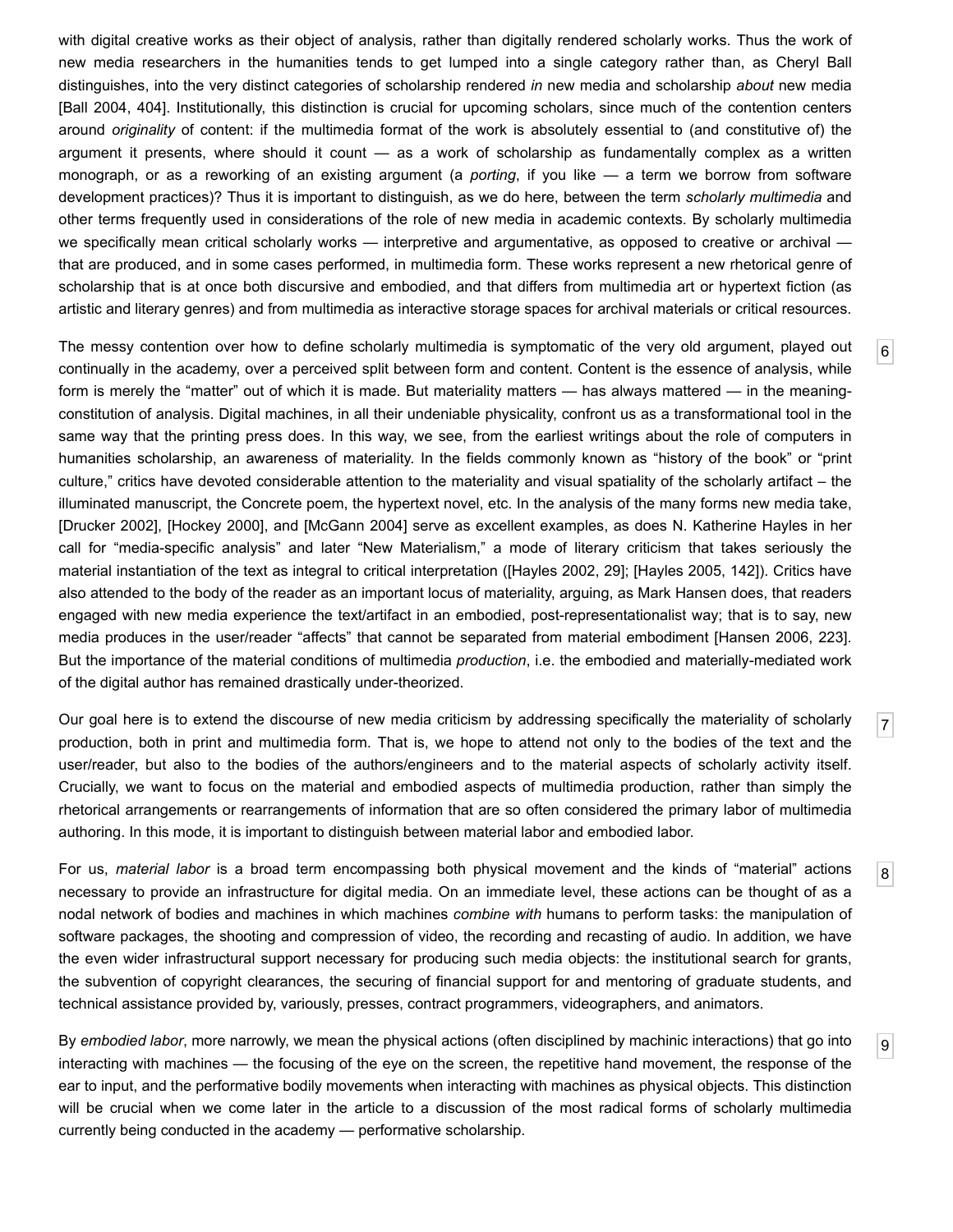with digital creative works as their object of analysis, rather than digitally rendered scholarly works. Thus the work of new media researchers in the humanities tends to get lumped into a single category rather than, as Cheryl Ball distinguishes, into the very distinct categories of scholarship rendered *in* new media and scholarship *about* new media [Ball 2004, 404]. Institutionally, this distinction is crucial for upcoming scholars, since much of the contention centers around *originality* of content: if the multimedia format of the work is absolutely essential to (and constitutive of) the argument it presents, where should it count — as a work of scholarship as fundamentally complex as a written monograph, or as a reworking of an existing argument (a *porting*, if you like — a term we borrow from software development practices)? Thus it is important to distinguish, as we do here, between the term *scholarly multimedia* and other terms frequently used in considerations of the role of new media in academic contexts. By scholarly multimedia we specifically mean critical scholarly works — interpretive and argumentative, as opposed to creative or archival — that are produced, and in some cases performed, in multimedia form. These works represent a new rhetorical genre of scholarship that is at once both discursive and embodied, and that differs from multimedia art or hypertext fiction (as artistic and literary genres) and from multimedia as interactive storage spaces for archival materials or critical resources.

6 The messy contention over how to define scholarly multimedia is symptomatic of the very old argument, played out continually in the academy, over a perceived split between form and content. Content is the essence of analysis, while form is merely the “matter” out of which it is made. But materiality matters — has always mattered — in the meaning-constitution of analysis. Digital machines, in all their undeniable physicality, confront us as a transformational tool in the same way that the printing press does. In this way, we see, from the earliest writings about the role of computers in humanities scholarship, an awareness of materiality. In the fields commonly known as “history of the book” or “print culture,” critics have devoted considerable attention to the materiality and visual spatiality of the scholarly artifact – the illuminated manuscript, the Concrete poem, the hypertext novel, etc. In the analysis of the many forms new media take, [Drucker 2002], [Hockey 2000], and [McGann 2004] serve as excellent examples, as does N. Katherine Hayles in her call for “media-specific analysis” and later “New Materialism,” a mode of literary criticism that takes seriously the material instantiation of the text as integral to critical interpretation ([Hayles 2002, 29]; [Hayles 2005, 142]). Critics have also attended to the body of the reader as an important locus of materiality, arguing, as Mark Hansen does, that readers engaged with new media experience the text/artifact in an embodied, post-representationalist way; that is to say, new media produces in the user/reader “affects” that cannot be separated from material embodiment [Hansen 2006, 223]. But the importance of the material conditions of multimedia *production*, i.e. the embodied and materially-mediated work of the digital author has remained drastically under-theorized.

7 Our goal here is to extend the discourse of new media criticism by addressing specifically the materiality of scholarly production, both in print and multimedia form. That is, we hope to attend not only to the bodies of the text and the user/reader, but also to the bodies of the authors/engineers and to the material aspects of scholarly activity itself. Crucially, we want to focus on the material and embodied aspects of multimedia production, rather than simply the rhetorical arrangements or rearrangements of information that are so often considered the primary labor of multimedia authoring. In this mode, it is important to distinguish between material labor and embodied labor.

8 For us, *material labor* is a broad term encompassing both physical movement and the kinds of “material” actions necessary to provide an infrastructure for digital media. On an immediate level, these actions can be thought of as a nodal network of bodies and machines in which machines *combine with* humans to perform tasks: the manipulation of software packages, the shooting and compression of video, the recording and recasting of audio. In addition, we have the even wider infrastructural support necessary for producing such media objects: the institutional search for grants, the subvention of copyright clearances, the securing of financial support for and mentoring of graduate students, and technical assistance provided by, variously, presses, contract programmers, videographers, and animators.

9 By *embodied labor*, more narrowly, we mean the physical actions (often disciplined by machinic interactions) that go into interacting with machines — the focusing of the eye on the screen, the repetitive hand movement, the response of the ear to input, and the performative bodily movements when interacting with machines as physical objects. This distinction will be crucial when we come later in the article to a discussion of the most radical forms of scholarly multimedia currently being conducted in the academy — performative scholarship.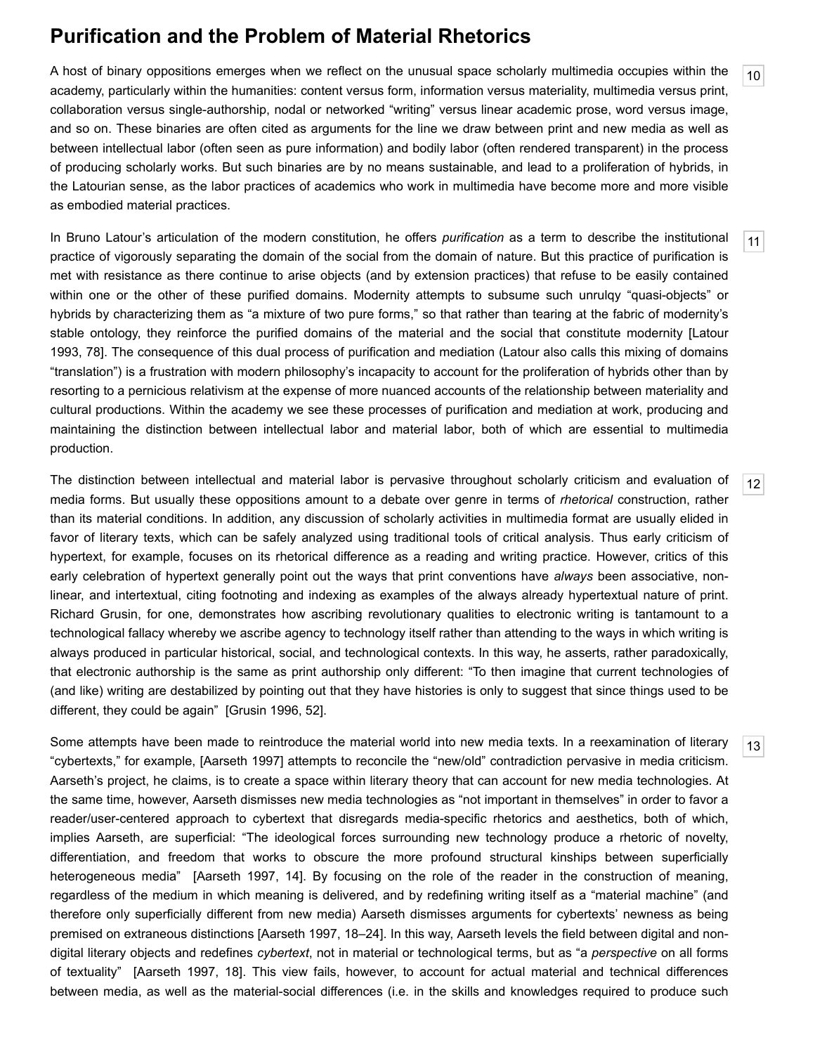## Purification and the Problem of Material Rhetorics

10

A host of binary oppositions emerges when we reflect on the unusual space scholarly multimedia occupies within the academy, particularly within the humanities: content versus form, information versus materiality, multimedia versus print, collaboration versus single-authorship, nodal or networked "writing" versus linear academic prose, word versus image, and so on. These binaries are often cited as arguments for the line we draw between print and new media as well as between intellectual labor (often seen as pure information) and bodily labor (often rendered transparent) in the process of producing scholarly works. But such binaries are by no means sustainable, and lead to a proliferation of hybrids, in the Latourian sense, as the labor practices of academics who work in multimedia have become more and more visible as embodied material practices.

11

In Bruno Latour's articulation of the modern constitution, he offers *purification* as a term to describe the institutional practice of vigorously separating the domain of the social from the domain of nature. But this practice of purification is met with resistance as there continue to arise objects (and by extension practices) that refuse to be easily contained within one or the other of these purified domains. Modernity attempts to subsume such unrulqy "quasi-objects" or hybrids by characterizing them as "a mixture of two pure forms," so that rather than tearing at the fabric of modernity's stable ontology, they reinforce the purified domains of the material and the social that constitute modernity [Latour 1993, 78]. The consequence of this dual process of purification and mediation (Latour also calls this mixing of domains "translation") is a frustration with modern philosophy's incapacity to account for the proliferation of hybrids other than by resorting to a pernicious relativism at the expense of more nuanced accounts of the relationship between materiality and cultural productions. Within the academy we see these processes of purification and mediation at work, producing and maintaining the distinction between intellectual labor and material labor, both of which are essential to multimedia production.

12

The distinction between intellectual and material labor is pervasive throughout scholarly criticism and evaluation of media forms. But usually these oppositions amount to a debate over genre in terms of *rhetorical* construction, rather than its material conditions. In addition, any discussion of scholarly activities in multimedia format are usually elided in favor of literary texts, which can be safely analyzed using traditional tools of critical analysis. Thus early criticism of hypertext, for example, focuses on its rhetorical difference as a reading and writing practice. However, critics of this early celebration of hypertext generally point out the ways that print conventions have *always* been associative, non-linear, and intertextual, citing footnoting and indexing as examples of the always already hypertextual nature of print. Richard Grusin, for one, demonstrates how ascribing revolutionary qualities to electronic writing is tantamount to a technological fallacy whereby we ascribe agency to technology itself rather than attending to the ways in which writing is always produced in particular historical, social, and technological contexts. In this way, he asserts, rather paradoxically, that electronic authorship is the same as print authorship only different: "To then imagine that current technologies of (and like) writing are destabilized by pointing out that they have histories is only to suggest that since things used to be different, they could be again" [Grusin 1996, 52].

13

Some attempts have been made to reintroduce the material world into new media texts. In a reexamination of literary "cybertexts," for example, [Aarseth 1997] attempts to reconcile the "new/old" contradiction pervasive in media criticism. Aarseth's project, he claims, is to create a space within literary theory that can account for new media technologies. At the same time, however, Aarseth dismisses new media technologies as "not important in themselves" in order to favor a reader/user-centered approach to cybertext that disregards media-specific rhetorics and aesthetics, both of which, implies Aarseth, are superficial: "The ideological forces surrounding new technology produce a rhetoric of novelty, differentiation, and freedom that works to obscure the more profound structural kinships between superficially heterogeneous media" [Aarseth 1997, 14]. By focusing on the role of the reader in the construction of meaning, regardless of the medium in which meaning is delivered, and by redefining writing itself as a "material machine" (and therefore only superficially different from new media) Aarseth dismisses arguments for cybertexts' newness as being premised on extraneous distinctions [Aarseth 1997, 18–24]. In this way, Aarseth levels the field between digital and non-digital literary objects and redefines *cybertext*, not in material or technological terms, but as "a *perspective* on all forms of textuality" [Aarseth 1997, 18]. This view fails, however, to account for actual material and technical differences between media, as well as the material-social differences (i.e. in the skills and knowledges required to produce such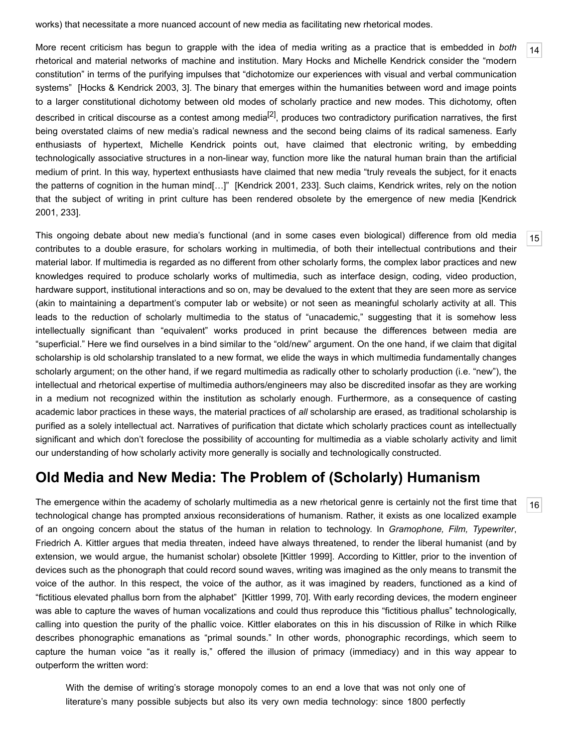works) that necessitate a more nuanced account of new media as facilitating new rhetorical modes.

More recent criticism has begun to grapple with the idea of media writing as a practice that is embedded in *both* rhetorical and material networks of machine and institution. Mary Hocks and Michelle Kendrick consider the "modern constitution" in terms of the purifying impulses that "dichotomize our experiences with visual and verbal communication systems" [Hocks & Kendrick 2003, 3]. The binary that emerges within the humanities between word and image points to a larger constitutional dichotomy between old modes of scholarly practice and new modes. This dichotomy, often described in critical discourse as a contest among media[2], produces two contradictory purification narratives, the first being overstated claims of new media's radical newness and the second being claims of its radical sameness. Early enthusiasts of hypertext, Michelle Kendrick points out, have claimed that electronic writing, by embedding technologically associative structures in a non-linear way, function more like the natural human brain than the artificial medium of print. In this way, hypertext enthusiasts have claimed that new media "truly reveals the subject, for it enacts the patterns of cognition in the human mind[…]" [Kendrick 2001, 233]. Such claims, Kendrick writes, rely on the notion that the subject of writing in print culture has been rendered obsolete by the emergence of new media [Kendrick 2001, 233].

This ongoing debate about new media's functional (and in some cases even biological) difference from old media contributes to a double erasure, for scholars working in multimedia, of both their intellectual contributions and their material labor. If multimedia is regarded as no different from other scholarly forms, the complex labor practices and new knowledges required to produce scholarly works of multimedia, such as interface design, coding, video production, hardware support, institutional interactions and so on, may be devalued to the extent that they are seen more as service (akin to maintaining a department's computer lab or website) or not seen as meaningful scholarly activity at all. This leads to the reduction of scholarly multimedia to the status of "unacademic," suggesting that it is somehow less intellectually significant than "equivalent" works produced in print because the differences between media are "superficial." Here we find ourselves in a bind similar to the "old/new" argument. On the one hand, if we claim that digital scholarship is old scholarship translated to a new format, we elide the ways in which multimedia fundamentally changes scholarly argument; on the other hand, if we regard multimedia as radically other to scholarly production (i.e. "new"), the intellectual and rhetorical expertise of multimedia authors/engineers may also be discredited insofar as they are working in a medium not recognized within the institution as scholarly enough. Furthermore, as a consequence of casting academic labor practices in these ways, the material practices of *all* scholarship are erased, as traditional scholarship is purified as a solely intellectual act. Narratives of purification that dictate which scholarly practices count as intellectually significant and which don't foreclose the possibility of accounting for multimedia as a viable scholarly activity and limit our understanding of how scholarly activity more generally is socially and technologically constructed.

## Old Media and New Media: The Problem of (Scholarly) Humanism

The emergence within the academy of scholarly multimedia as a new rhetorical genre is certainly not the first time that technological change has prompted anxious reconsiderations of humanism. Rather, it exists as one localized example of an ongoing concern about the status of the human in relation to technology. In *Gramophone, Film, Typewriter*, Friedrich A. Kittler argues that media threaten, indeed have always threatened, to render the liberal humanist (and by extension, we would argue, the humanist scholar) obsolete [Kittler 1999]. According to Kittler, prior to the invention of devices such as the phonograph that could record sound waves, writing was imagined as the only means to transmit the voice of the author. In this respect, the voice of the author, as it was imagined by readers, functioned as a kind of "fictitious elevated phallus born from the alphabet" [Kittler 1999, 70]. With early recording devices, the modern engineer was able to capture the waves of human vocalizations and could thus reproduce this "fictitious phallus" technologically, calling into question the purity of the phallic voice. Kittler elaborates on this in his discussion of Rilke in which Rilke describes phonographic emanations as "primal sounds." In other words, phonographic recordings, which seem to capture the human voice "as it really is," offered the illusion of primacy (immediacy) and in this way appear to outperform the written word:

> With the demise of writing's storage monopoly comes to an end a love that was not only one of literature's many possible subjects but also its very own media technology: since 1800 perfectly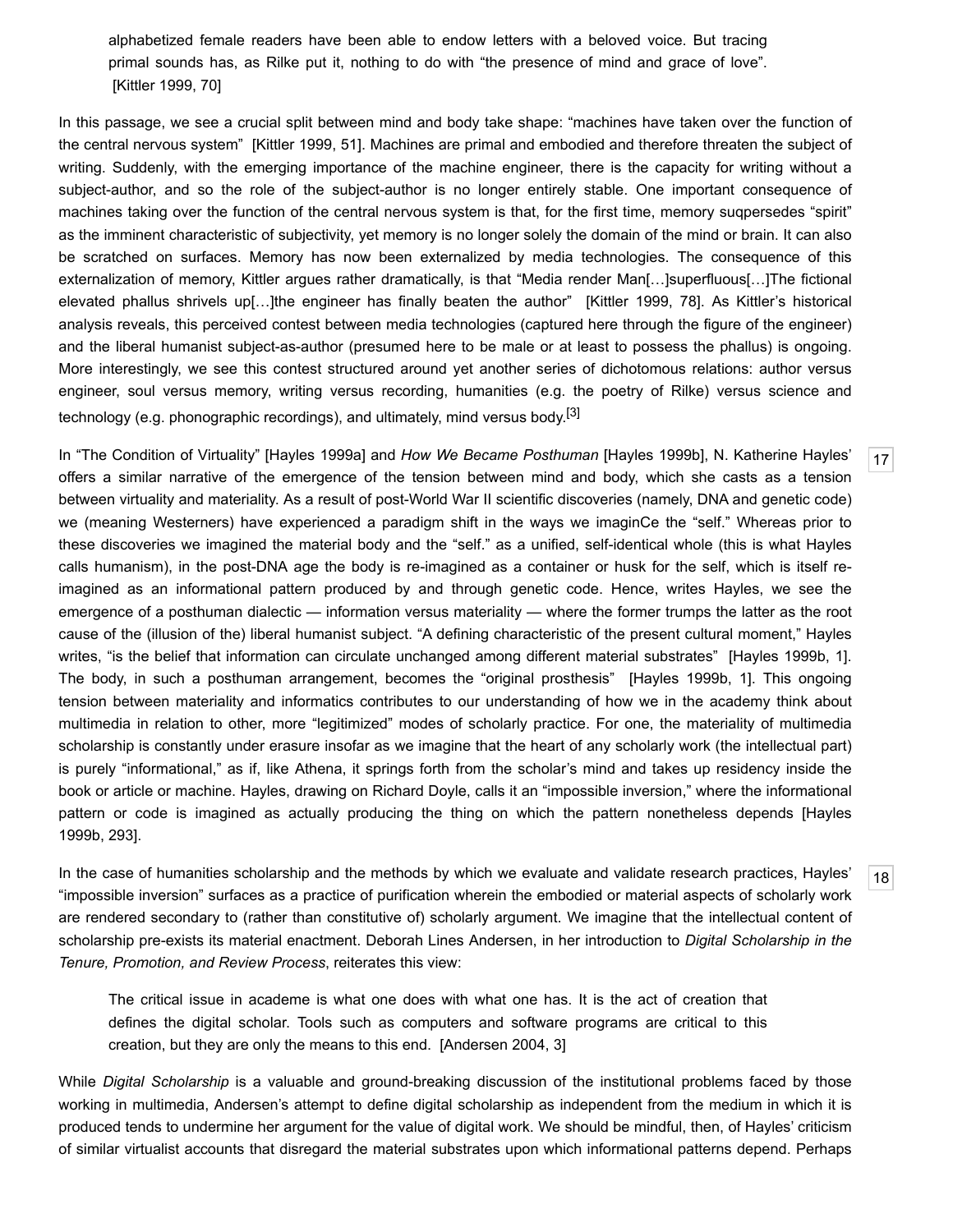> alphabetized female readers have been able to endow letters with a beloved voice. But tracing primal sounds has, as Rilke put it, nothing to do with "the presence of mind and grace of love". [Kittler 1999, 70]

In this passage, we see a crucial split between mind and body take shape: "machines have taken over the function of the central nervous system" [Kittler 1999, 51]. Machines are primal and embodied and therefore threaten the subject of writing. Suddenly, with the emerging importance of the machine engineer, there is the capacity for writing without a subject-author, and so the role of the subject-author is no longer entirely stable. One important consequence of machines taking over the function of the central nervous system is that, for the first time, memory suqpersedes "spirit" as the imminent characteristic of subjectivity, yet memory is no longer solely the domain of the mind or brain. It can also be scratched on surfaces. Memory has now been externalized by media technologies. The consequence of this externalization of memory, Kittler argues rather dramatically, is that "Media render Man[…]superfluous[…]The fictional elevated phallus shrivels up[…]the engineer has finally beaten the author" [Kittler 1999, 78]. As Kittler's historical analysis reveals, this perceived contest between media technologies (captured here through the figure of the engineer) and the liberal humanist subject-as-author (presumed here to be male or at least to possess the phallus) is ongoing. More interestingly, we see this contest structured around yet another series of dichotomous relations: author versus engineer, soul versus memory, writing versus recording, humanities (e.g. the poetry of Rilke) versus science and technology (e.g. phonographic recordings), and ultimately, mind versus body.[3]

[17] In "The Condition of Virtuality" [Hayles 1999a] and *How We Became Posthuman* [Hayles 1999b], N. Katherine Hayles' offers a similar narrative of the emergence of the tension between mind and body, which she casts as a tension between virtuality and materiality. As a result of post-World War II scientific discoveries (namely, DNA and genetic code) we (meaning Westerners) have experienced a paradigm shift in the ways we imaginCe the "self." Whereas prior to these discoveries we imagined the material body and the "self." as a unified, self-identical whole (this is what Hayles calls humanism), in the post-DNA age the body is re-imagined as a container or husk for the self, which is itself re-imagined as an informational pattern produced by and through genetic code. Hence, writes Hayles, we see the emergence of a posthuman dialectic — information versus materiality — where the former trumps the latter as the root cause of the (illusion of the) liberal humanist subject. "A defining characteristic of the present cultural moment," Hayles writes, "is the belief that information can circulate unchanged among different material substrates" [Hayles 1999b, 1]. The body, in such a posthuman arrangement, becomes the "original prosthesis" [Hayles 1999b, 1]. This ongoing tension between materiality and informatics contributes to our understanding of how we in the academy think about multimedia in relation to other, more "legitimized" modes of scholarly practice. For one, the materiality of multimedia scholarship is constantly under erasure insofar as we imagine that the heart of any scholarly work (the intellectual part) is purely "informational," as if, like Athena, it springs forth from the scholar's mind and takes up residency inside the book or article or machine. Hayles, drawing on Richard Doyle, calls it an "impossible inversion," where the informational pattern or code is imagined as actually producing the thing on which the pattern nonetheless depends [Hayles 1999b, 293].

[18] In the case of humanities scholarship and the methods by which we evaluate and validate research practices, Hayles' "impossible inversion" surfaces as a practice of purification wherein the embodied or material aspects of scholarly work are rendered secondary to (rather than constitutive of) scholarly argument. We imagine that the intellectual content of scholarship pre-exists its material enactment. Deborah Lines Andersen, in her introduction to *Digital Scholarship in the Tenure, Promotion, and Review Process*, reiterates this view:

> The critical issue in academe is what one does with what one has. It is the act of creation that defines the digital scholar. Tools such as computers and software programs are critical to this creation, but they are only the means to this end. [Andersen 2004, 3]

While *Digital Scholarship* is a valuable and ground-breaking discussion of the institutional problems faced by those working in multimedia, Andersen's attempt to define digital scholarship as independent from the medium in which it is produced tends to undermine her argument for the value of digital work. We should be mindful, then, of Hayles' criticism of similar virtualist accounts that disregard the material substrates upon which informational patterns depend. Perhaps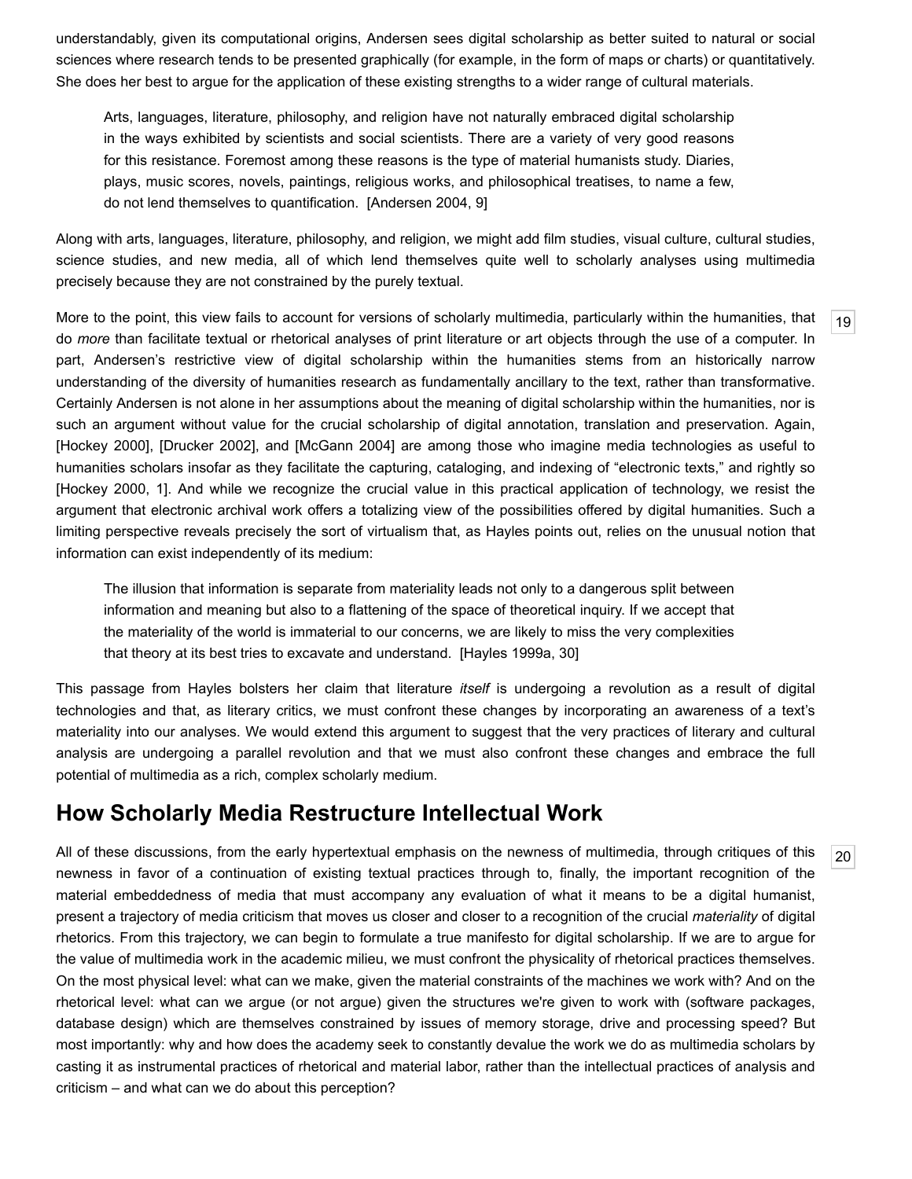understandably, given its computational origins, Andersen sees digital scholarship as better suited to natural or social sciences where research tends to be presented graphically (for example, in the form of maps or charts) or quantitatively. She does her best to argue for the application of these existing strengths to a wider range of cultural materials.

> Arts, languages, literature, philosophy, and religion have not naturally embraced digital scholarship in the ways exhibited by scientists and social scientists. There are a variety of very good reasons for this resistance. Foremost among these reasons is the type of material humanists study. Diaries, plays, music scores, novels, paintings, religious works, and philosophical treatises, to name a few, do not lend themselves to quantification. [Andersen 2004, 9]

Along with arts, languages, literature, philosophy, and religion, we might add film studies, visual culture, cultural studies, science studies, and new media, all of which lend themselves quite well to scholarly analyses using multimedia precisely because they are not constrained by the purely textual.

19

More to the point, this view fails to account for versions of scholarly multimedia, particularly within the humanities, that do *more* than facilitate textual or rhetorical analyses of print literature or art objects through the use of a computer. In part, Andersen's restrictive view of digital scholarship within the humanities stems from an historically narrow understanding of the diversity of humanities research as fundamentally ancillary to the text, rather than transformative. Certainly Andersen is not alone in her assumptions about the meaning of digital scholarship within the humanities, nor is such an argument without value for the crucial scholarship of digital annotation, translation and preservation. Again, [Hockey 2000], [Drucker 2002], and [McGann 2004] are among those who imagine media technologies as useful to humanities scholars insofar as they facilitate the capturing, cataloging, and indexing of "electronic texts," and rightly so [Hockey 2000, 1]. And while we recognize the crucial value in this practical application of technology, we resist the argument that electronic archival work offers a totalizing view of the possibilities offered by digital humanities. Such a limiting perspective reveals precisely the sort of virtualism that, as Hayles points out, relies on the unusual notion that information can exist independently of its medium:

> The illusion that information is separate from materiality leads not only to a dangerous split between information and meaning but also to a flattening of the space of theoretical inquiry. If we accept that the materiality of the world is immaterial to our concerns, we are likely to miss the very complexities that theory at its best tries to excavate and understand. [Hayles 1999a, 30]

This passage from Hayles bolsters her claim that literature *itself* is undergoing a revolution as a result of digital technologies and that, as literary critics, we must confront these changes by incorporating an awareness of a text's materiality into our analyses. We would extend this argument to suggest that the very practices of literary and cultural analysis are undergoing a parallel revolution and that we must also confront these changes and embrace the full potential of multimedia as a rich, complex scholarly medium.

## How Scholarly Media Restructure Intellectual Work

20

All of these discussions, from the early hypertextual emphasis on the newness of multimedia, through critiques of this newness in favor of a continuation of existing textual practices through to, finally, the important recognition of the material embeddedness of media that must accompany any evaluation of what it means to be a digital humanist, present a trajectory of media criticism that moves us closer and closer to a recognition of the crucial *materiality* of digital rhetorics. From this trajectory, we can begin to formulate a true manifesto for digital scholarship. If we are to argue for the value of multimedia work in the academic milieu, we must confront the physicality of rhetorical practices themselves. On the most physical level: what can we make, given the material constraints of the machines we work with? And on the rhetorical level: what can we argue (or not argue) given the structures we're given to work with (software packages, database design) which are themselves constrained by issues of memory storage, drive and processing speed? But most importantly: why and how does the academy seek to constantly devalue the work we do as multimedia scholars by casting it as instrumental practices of rhetorical and material labor, rather than the intellectual practices of analysis and criticism – and what can we do about this perception?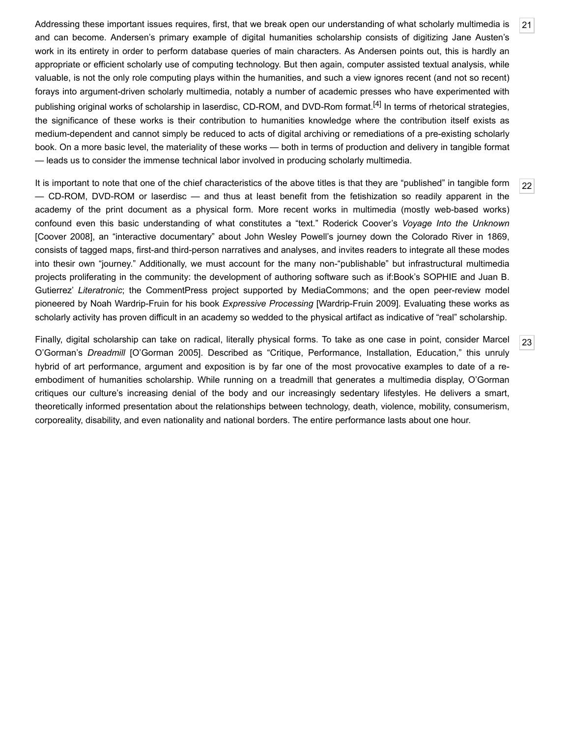Addressing these important issues requires, first, that we break open our understanding of what scholarly multimedia is and can become. Andersen's primary example of digital humanities scholarship consists of digitizing Jane Austen's work in its entirety in order to perform database queries of main characters. As Andersen points out, this is hardly an appropriate or efficient scholarly use of computing technology. But then again, computer assisted textual analysis, while valuable, is not the only role computing plays within the humanities, and such a view ignores recent (and not so recent) forays into argument-driven scholarly multimedia, notably a number of academic presses who have experimented with publishing original works of scholarship in laserdisc, CD-ROM, and DVD-Rom format.[4] In terms of rhetorical strategies, the significance of these works is their contribution to humanities knowledge where the contribution itself exists as medium-dependent and cannot simply be reduced to acts of digital archiving or remediations of a pre-existing scholarly book. On a more basic level, the materiality of these works — both in terms of production and delivery in tangible format — leads us to consider the immense technical labor involved in producing scholarly multimedia.

It is important to note that one of the chief characteristics of the above titles is that they are "published" in tangible form — CD-ROM, DVD-ROM or laserdisc — and thus at least benefit from the fetishization so readily apparent in the academy of the print document as a physical form. More recent works in multimedia (mostly web-based works) confound even this basic understanding of what constitutes a "text." Roderick Coover's *Voyage Into the Unknown* [Coover 2008], an "interactive documentary" about John Wesley Powell's journey down the Colorado River in 1869, consists of tagged maps, first-and third-person narratives and analyses, and invites readers to integrate all these modes into thesir own "journey." Additionally, we must account for the many non-"publishable" but infrastructural multimedia projects proliferating in the community: the development of authoring software such as if:Book's SOPHIE and Juan B. Gutierrez' *Literatronic*; the CommentPress project supported by MediaCommons; and the open peer-review model pioneered by Noah Wardrip-Fruin for his book *Expressive Processing* [Wardrip-Fruin 2009]. Evaluating these works as scholarly activity has proven difficult in an academy so wedded to the physical artifact as indicative of "real" scholarship.

Finally, digital scholarship can take on radical, literally physical forms. To take as one case in point, consider Marcel O'Gorman's *Dreadmill* [O'Gorman 2005]. Described as "Critique, Performance, Installation, Education," this unruly hybrid of art performance, argument and exposition is by far one of the most provocative examples to date of a re-embodiment of humanities scholarship. While running on a treadmill that generates a multimedia display, O'Gorman critiques our culture's increasing denial of the body and our increasingly sedentary lifestyles. He delivers a smart, theoretically informed presentation about the relationships between technology, death, violence, mobility, consumerism, corporeality, disability, and even nationality and national borders. The entire performance lasts about one hour.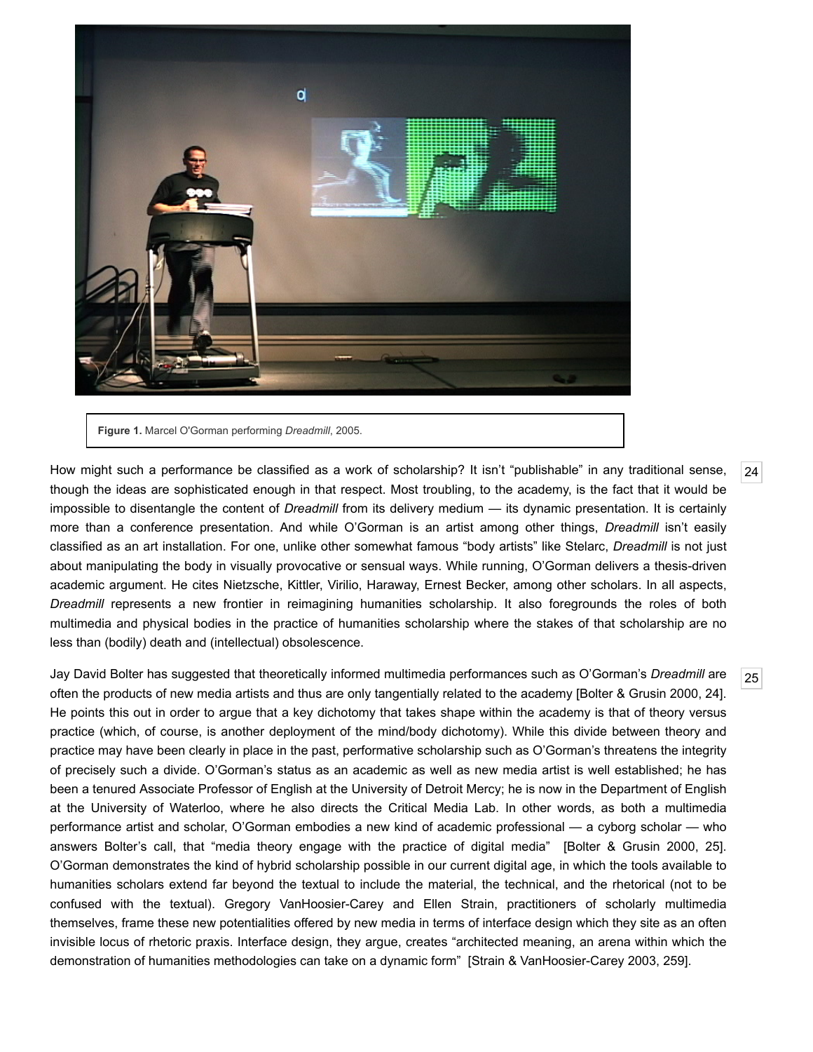**Figure 1.** Marcel O'Gorman performing *Dreadmill*, 2005.

How might such a performance be classified as a work of scholarship? It isn't "publishable" in any traditional sense, though the ideas are sophisticated enough in that respect. Most troubling, to the academy, is the fact that it would be impossible to disentangle the content of *Dreadmill* from its delivery medium — its dynamic presentation. It is certainly more than a conference presentation. And while O'Gorman is an artist among other things, *Dreadmill* isn't easily classified as an art installation. For one, unlike other somewhat famous "body artists" like Stelarc, *Dreadmill* is not just about manipulating the body in visually provocative or sensual ways. While running, O'Gorman delivers a thesis-driven academic argument. He cites Nietzsche, Kittler, Virilio, Haraway, Ernest Becker, among other scholars. In all aspects, *Dreadmill* represents a new frontier in reimagining humanities scholarship. It also foregrounds the roles of both multimedia and physical bodies in the practice of humanities scholarship where the stakes of that scholarship are no less than (bodily) death and (intellectual) obsolescence.

Jay David Bolter has suggested that theoretically informed multimedia performances such as O'Gorman's *Dreadmill* are often the products of new media artists and thus are only tangentially related to the academy [Bolter & Grusin 2000, 24]. He points this out in order to argue that a key dichotomy that takes shape within the academy is that of theory versus practice (which, of course, is another deployment of the mind/body dichotomy). While this divide between theory and practice may have been clearly in place in the past, performative scholarship such as O'Gorman's threatens the integrity of precisely such a divide. O'Gorman's status as an academic as well as new media artist is well established; he has been a tenured Associate Professor of English at the University of Detroit Mercy; he is now in the Department of English at the University of Waterloo, where he also directs the Critical Media Lab. In other words, as both a multimedia performance artist and scholar, O'Gorman embodies a new kind of academic professional — a cyborg scholar — who answers Bolter's call, that "media theory engage with the practice of digital media" [Bolter & Grusin 2000, 25]. O'Gorman demonstrates the kind of hybrid scholarship possible in our current digital age, in which the tools available to humanities scholars extend far beyond the textual to include the material, the technical, and the rhetorical (not to be confused with the textual). Gregory VanHoosier-Carey and Ellen Strain, practitioners of scholarly multimedia themselves, frame these new potentialities offered by new media in terms of interface design which they site as an often invisible locus of rhetoric praxis. Interface design, they argue, creates "architected meaning, an arena within which the demonstration of humanities methodologies can take on a dynamic form" [Strain & VanHoosier-Carey 2003, 259].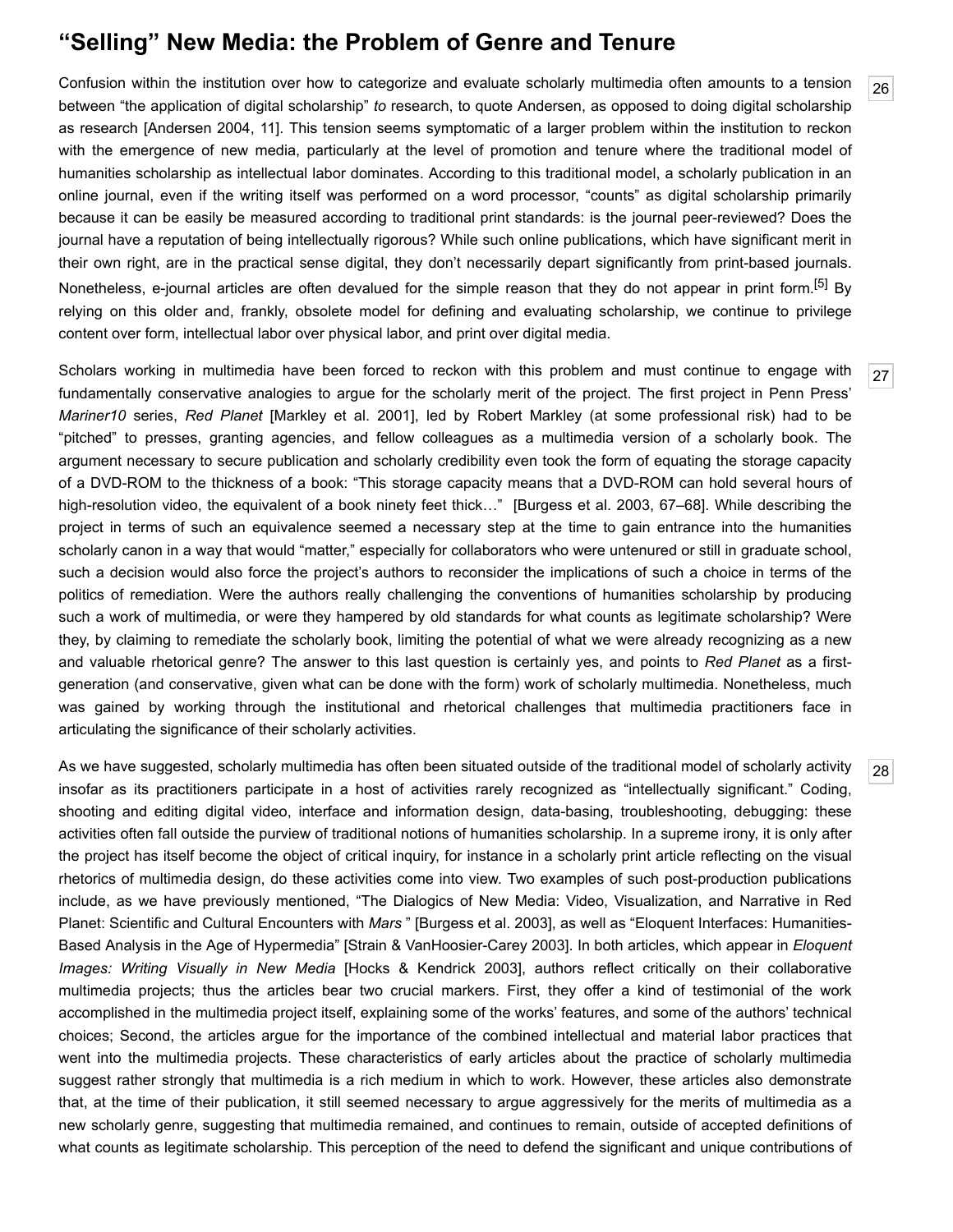## “Selling” New Media: the Problem of Genre and Tenure

Confusion within the institution over how to categorize and evaluate scholarly multimedia often amounts to a tension between “the application of digital scholarship” *to* research, to quote Andersen, as opposed to doing digital scholarship as research [Andersen 2004, 11]. This tension seems symptomatic of a larger problem within the institution to reckon with the emergence of new media, particularly at the level of promotion and tenure where the traditional model of humanities scholarship as intellectual labor dominates. According to this traditional model, a scholarly publication in an online journal, even if the writing itself was performed on a word processor, “counts” as digital scholarship primarily because it can be easily be measured according to traditional print standards: is the journal peer-reviewed? Does the journal have a reputation of being intellectually rigorous? While such online publications, which have significant merit in their own right, are in the practical sense digital, they don’t necessarily depart significantly from print-based journals. Nonetheless, e-journal articles are often devalued for the simple reason that they do not appear in print form.[5] By relying on this older and, frankly, obsolete model for defining and evaluating scholarship, we continue to privilege content over form, intellectual labor over physical labor, and print over digital media.

Scholars working in multimedia have been forced to reckon with this problem and must continue to engage with fundamentally conservative analogies to argue for the scholarly merit of the project. The first project in Penn Press’ *Mariner10* series, *Red Planet* [Markley et al. 2001], led by Robert Markley (at some professional risk) had to be “pitched” to presses, granting agencies, and fellow colleagues as a multimedia version of a scholarly book. The argument necessary to secure publication and scholarly credibility even took the form of equating the storage capacity of a DVD-ROM to the thickness of a book: “This storage capacity means that a DVD-ROM can hold several hours of high-resolution video, the equivalent of a book ninety feet thick…” [Burgess et al. 2003, 67–68]. While describing the project in terms of such an equivalence seemed a necessary step at the time to gain entrance into the humanities scholarly canon in a way that would “matter,” especially for collaborators who were untenured or still in graduate school, such a decision would also force the project’s authors to reconsider the implications of such a choice in terms of the politics of remediation. Were the authors really challenging the conventions of humanities scholarship by producing such a work of multimedia, or were they hampered by old standards for what counts as legitimate scholarship? Were they, by claiming to remediate the scholarly book, limiting the potential of what we were already recognizing as a new and valuable rhetorical genre? The answer to this last question is certainly yes, and points to *Red Planet* as a first-generation (and conservative, given what can be done with the form) work of scholarly multimedia. Nonetheless, much was gained by working through the institutional and rhetorical challenges that multimedia practitioners face in articulating the significance of their scholarly activities.

As we have suggested, scholarly multimedia has often been situated outside of the traditional model of scholarly activity insofar as its practitioners participate in a host of activities rarely recognized as “intellectually significant.” Coding, shooting and editing digital video, interface and information design, data-basing, troubleshooting, debugging: these activities often fall outside the purview of traditional notions of humanities scholarship. In a supreme irony, it is only after the project has itself become the object of critical inquiry, for instance in a scholarly print article reflecting on the visual rhetorics of multimedia design, do these activities come into view. Two examples of such post-production publications include, as we have previously mentioned, “The Dialogics of New Media: Video, Visualization, and Narrative in Red Planet: Scientific and Cultural Encounters with *Mars* ” [Burgess et al. 2003], as well as “Eloquent Interfaces: Humanities-Based Analysis in the Age of Hypermedia” [Strain & VanHoosier-Carey 2003]. In both articles, which appear in *Eloquent Images: Writing Visually in New Media* [Hocks & Kendrick 2003], authors reflect critically on their collaborative multimedia projects; thus the articles bear two crucial markers. First, they offer a kind of testimonial of the work accomplished in the multimedia project itself, explaining some of the works’ features, and some of the authors’ technical choices; Second, the articles argue for the importance of the combined intellectual and material labor practices that went into the multimedia projects. These characteristics of early articles about the practice of scholarly multimedia suggest rather strongly that multimedia is a rich medium in which to work. However, these articles also demonstrate that, at the time of their publication, it still seemed necessary to argue aggressively for the merits of multimedia as a new scholarly genre, suggesting that multimedia remained, and continues to remain, outside of accepted definitions of what counts as legitimate scholarship. This perception of the need to defend the significant and unique contributions of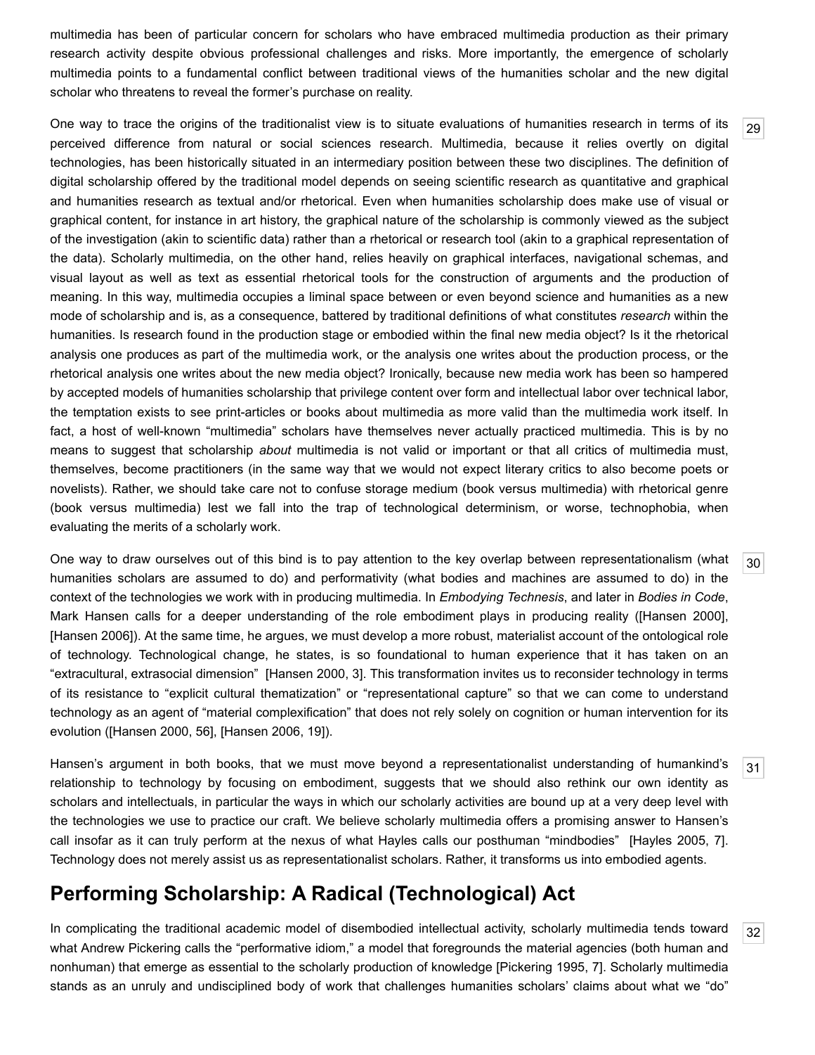multimedia has been of particular concern for scholars who have embraced multimedia production as their primary research activity despite obvious professional challenges and risks. More importantly, the emergence of scholarly multimedia points to a fundamental conflict between traditional views of the humanities scholar and the new digital scholar who threatens to reveal the former's purchase on reality.

[29] One way to trace the origins of the traditionalist view is to situate evaluations of humanities research in terms of its perceived difference from natural or social sciences research. Multimedia, because it relies overtly on digital technologies, has been historically situated in an intermediary position between these two disciplines. The definition of digital scholarship offered by the traditional model depends on seeing scientific research as quantitative and graphical and humanities research as textual and/or rhetorical. Even when humanities scholarship does make use of visual or graphical content, for instance in art history, the graphical nature of the scholarship is commonly viewed as the subject of the investigation (akin to scientific data) rather than a rhetorical or research tool (akin to a graphical representation of the data). Scholarly multimedia, on the other hand, relies heavily on graphical interfaces, navigational schemas, and visual layout as well as text as essential rhetorical tools for the construction of arguments and the production of meaning. In this way, multimedia occupies a liminal space between or even beyond science and humanities as a new mode of scholarship and is, as a consequence, battered by traditional definitions of what constitutes *research* within the humanities. Is research found in the production stage or embodied within the final new media object? Is it the rhetorical analysis one produces as part of the multimedia work, or the analysis one writes about the production process, or the rhetorical analysis one writes about the new media object? Ironically, because new media work has been so hampered by accepted models of humanities scholarship that privilege content over form and intellectual labor over technical labor, the temptation exists to see print-articles or books about multimedia as more valid than the multimedia work itself. In fact, a host of well-known "multimedia" scholars have themselves never actually practiced multimedia. This is by no means to suggest that scholarship *about* multimedia is not valid or important or that all critics of multimedia must, themselves, become practitioners (in the same way that we would not expect literary critics to also become poets or novelists). Rather, we should take care not to confuse storage medium (book versus multimedia) with rhetorical genre (book versus multimedia) lest we fall into the trap of technological determinism, or worse, technophobia, when evaluating the merits of a scholarly work.

[30] One way to draw ourselves out of this bind is to pay attention to the key overlap between representationalism (what humanities scholars are assumed to do) and performativity (what bodies and machines are assumed to do) in the context of the technologies we work with in producing multimedia. In *Embodying Technesis*, and later in *Bodies in Code*, Mark Hansen calls for a deeper understanding of the role embodiment plays in producing reality ([Hansen 2000], [Hansen 2006]). At the same time, he argues, we must develop a more robust, materialist account of the ontological role of technology. Technological change, he states, is so foundational to human experience that it has taken on an "extracultural, extrasocial dimension" [Hansen 2000, 3]. This transformation invites us to reconsider technology in terms of its resistance to "explicit cultural thematization" or "representational capture" so that we can come to understand technology as an agent of "material complexification" that does not rely solely on cognition or human intervention for its evolution ([Hansen 2000, 56], [Hansen 2006, 19]).

[31] Hansen's argument in both books, that we must move beyond a representationalist understanding of humankind's relationship to technology by focusing on embodiment, suggests that we should also rethink our own identity as scholars and intellectuals, in particular the ways in which our scholarly activities are bound up at a very deep level with the technologies we use to practice our craft. We believe scholarly multimedia offers a promising answer to Hansen's call insofar as it can truly perform at the nexus of what Hayles calls our posthuman "mindbodies" [Hayles 2005, 7]. Technology does not merely assist us as representationalist scholars. Rather, it transforms us into embodied agents.

## Performing Scholarship: A Radical (Technological) Act

[32] In complicating the traditional academic model of disembodied intellectual activity, scholarly multimedia tends toward what Andrew Pickering calls the "performative idiom," a model that foregrounds the material agencies (both human and nonhuman) that emerge as essential to the scholarly production of knowledge [Pickering 1995, 7]. Scholarly multimedia stands as an unruly and undisciplined body of work that challenges humanities scholars' claims about what we "do"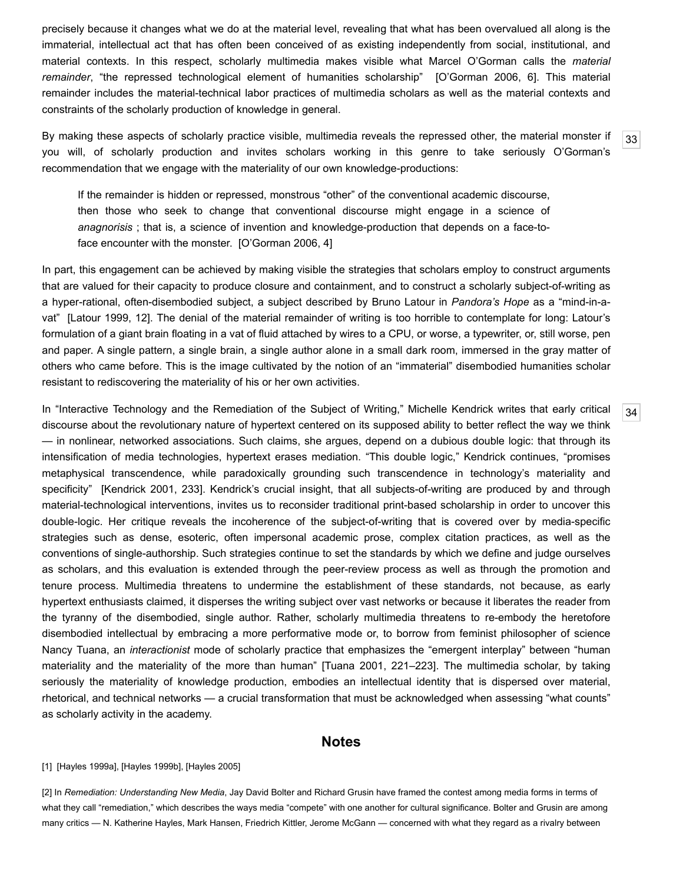precisely because it changes what we do at the material level, revealing that what has been overvalued all along is the immaterial, intellectual act that has often been conceived of as existing independently from social, institutional, and material contexts. In this respect, scholarly multimedia makes visible what Marcel O'Gorman calls the *material remainder*, "the repressed technological element of humanities scholarship" [O'Gorman 2006, 6]. This material remainder includes the material-technical labor practices of multimedia scholars as well as the material contexts and constraints of the scholarly production of knowledge in general.

By making these aspects of scholarly practice visible, multimedia reveals the repressed other, the material monster if you will, of scholarly production and invites scholars working in this genre to take seriously O'Gorman's recommendation that we engage with the materiality of our own knowledge-productions:

> If the remainder is hidden or repressed, monstrous "other" of the conventional academic discourse, then those who seek to change that conventional discourse might engage in a science of *anagnorisis* ; that is, a science of invention and knowledge-production that depends on a face-to-face encounter with the monster. [O'Gorman 2006, 4]

In part, this engagement can be achieved by making visible the strategies that scholars employ to construct arguments that are valued for their capacity to produce closure and containment, and to construct a scholarly subject-of-writing as a hyper-rational, often-disembodied subject, a subject described by Bruno Latour in *Pandora's Hope* as a "mind-in-a-vat" [Latour 1999, 12]. The denial of the material remainder of writing is too horrible to contemplate for long: Latour's formulation of a giant brain floating in a vat of fluid attached by wires to a CPU, or worse, a typewriter, or, still worse, pen and paper. A single pattern, a single brain, a single author alone in a small dark room, immersed in the gray matter of others who came before. This is the image cultivated by the notion of an "immaterial" disembodied humanities scholar resistant to rediscovering the materiality of his or her own activities.

In "Interactive Technology and the Remediation of the Subject of Writing," Michelle Kendrick writes that early critical discourse about the revolutionary nature of hypertext centered on its supposed ability to better reflect the way we think — in nonlinear, networked associations. Such claims, she argues, depend on a dubious double logic: that through its intensification of media technologies, hypertext erases mediation. "This double logic," Kendrick continues, "promises metaphysical transcendence, while paradoxically grounding such transcendence in technology's materiality and specificity" [Kendrick 2001, 233]. Kendrick's crucial insight, that all subjects-of-writing are produced by and through material-technological interventions, invites us to reconsider traditional print-based scholarship in order to uncover this double-logic. Her critique reveals the incoherence of the subject-of-writing that is covered over by media-specific strategies such as dense, esoteric, often impersonal academic prose, complex citation practices, as well as the conventions of single-authorship. Such strategies continue to set the standards by which we define and judge ourselves as scholars, and this evaluation is extended through the peer-review process as well as through the promotion and tenure process. Multimedia threatens to undermine the establishment of these standards, not because, as early hypertext enthusiasts claimed, it disperses the writing subject over vast networks or because it liberates the reader from the tyranny of the disembodied, single author. Rather, scholarly multimedia threatens to re-embody the heretofore disembodied intellectual by embracing a more performative mode or, to borrow from feminist philosopher of science Nancy Tuana, an *interactionist* mode of scholarly practice that emphasizes the "emergent interplay" between "human materiality and the materiality of the more than human" [Tuana 2001, 221–223]. The multimedia scholar, by taking seriously the materiality of knowledge production, embodies an intellectual identity that is dispersed over material, rhetorical, and technical networks — a crucial transformation that must be acknowledged when assessing "what counts" as scholarly activity in the academy.

## Notes

[1] [Hayles 1999a], [Hayles 1999b], [Hayles 2005]

[2] In *Remediation: Understanding New Media*, Jay David Bolter and Richard Grusin have framed the contest among media forms in terms of what they call "remediation," which describes the ways media "compete" with one another for cultural significance. Bolter and Grusin are among many critics — N. Katherine Hayles, Mark Hansen, Friedrich Kittler, Jerome McGann — concerned with what they regard as a rivalry between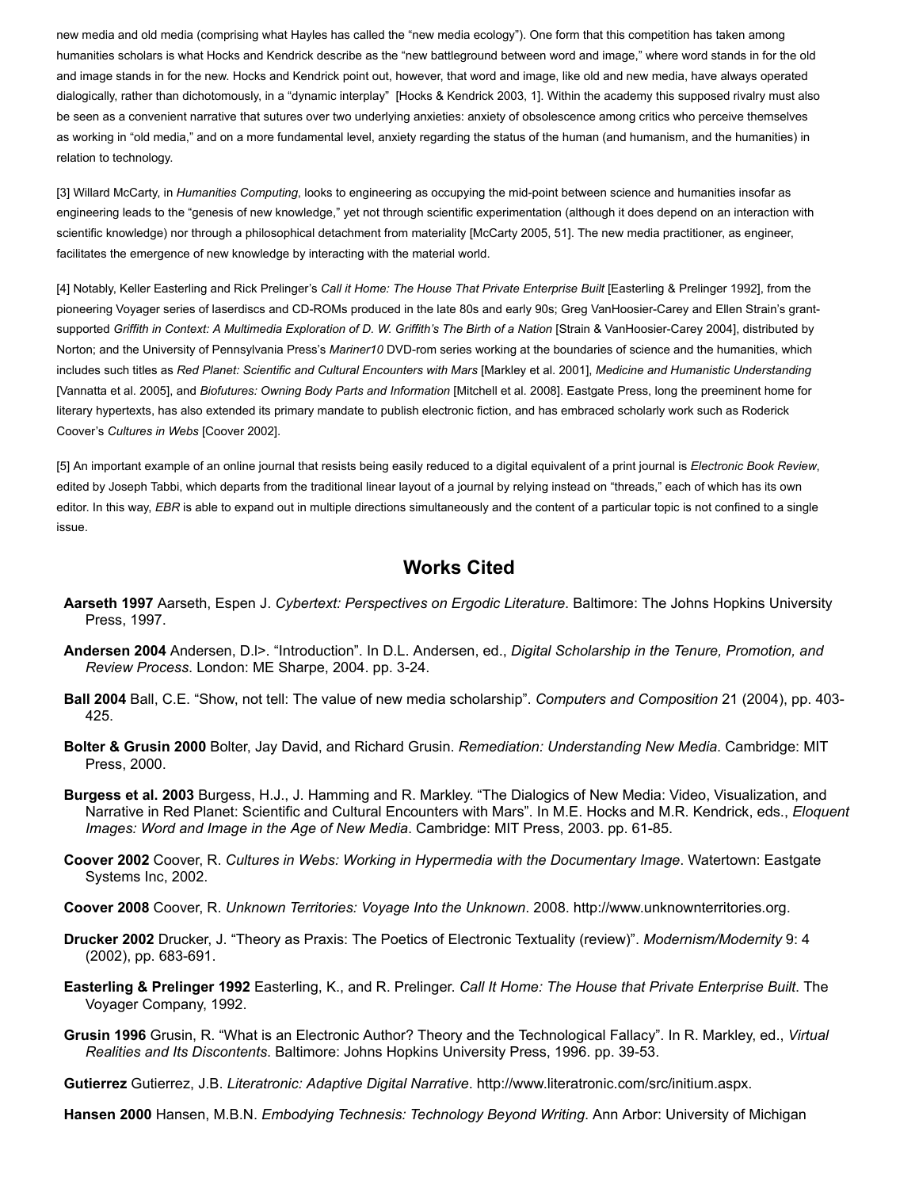new media and old media (comprising what Hayles has called the "new media ecology"). One form that this competition has taken among humanities scholars is what Hocks and Kendrick describe as the "new battleground between word and image," where word stands in for the old and image stands in for the new. Hocks and Kendrick point out, however, that word and image, like old and new media, have always operated dialogically, rather than dichotomously, in a "dynamic interplay" [Hocks & Kendrick 2003, 1]. Within the academy this supposed rivalry must also be seen as a convenient narrative that sutures over two underlying anxieties: anxiety of obsolescence among critics who perceive themselves as working in "old media," and on a more fundamental level, anxiety regarding the status of the human (and humanism, and the humanities) in relation to technology.

[3] Willard McCarty, in *Humanities Computing*, looks to engineering as occupying the mid-point between science and humanities insofar as engineering leads to the "genesis of new knowledge," yet not through scientific experimentation (although it does depend on an interaction with scientific knowledge) nor through a philosophical detachment from materiality [McCarty 2005, 51]. The new media practitioner, as engineer, facilitates the emergence of new knowledge by interacting with the material world.

[4] Notably, Keller Easterling and Rick Prelinger's *Call it Home: The House That Private Enterprise Built* [Easterling & Prelinger 1992], from the pioneering Voyager series of laserdiscs and CD-ROMs produced in the late 80s and early 90s; Greg VanHoosier-Carey and Ellen Strain's grant-supported *Griffith in Context: A Multimedia Exploration of D. W. Griffith's The Birth of a Nation* [Strain & VanHoosier-Carey 2004], distributed by Norton; and the University of Pennsylvania Press's *Mariner10* DVD-rom series working at the boundaries of science and the humanities, which includes such titles as *Red Planet: Scientific and Cultural Encounters with Mars* [Markley et al. 2001], *Medicine and Humanistic Understanding* [Vannatta et al. 2005], and *Biofutures: Owning Body Parts and Information* [Mitchell et al. 2008]. Eastgate Press, long the preeminent home for literary hypertexts, has also extended its primary mandate to publish electronic fiction, and has embraced scholarly work such as Roderick Coover's *Cultures in Webs* [Coover 2002].

[5] An important example of an online journal that resists being easily reduced to a digital equivalent of a print journal is *Electronic Book Review*, edited by Joseph Tabbi, which departs from the traditional linear layout of a journal by relying instead on "threads," each of which has its own editor. In this way, *EBR* is able to expand out in multiple directions simultaneously and the content of a particular topic is not confined to a single issue.

## Works Cited

**Aarseth 1997** Aarseth, Espen J. *Cybertext: Perspectives on Ergodic Literature*. Baltimore: The Johns Hopkins University Press, 1997.

**Andersen 2004** Andersen, D.l>. "Introduction". In D.L. Andersen, ed., *Digital Scholarship in the Tenure, Promotion, and Review Process*. London: ME Sharpe, 2004. pp. 3-24.

**Ball 2004** Ball, C.E. "Show, not tell: The value of new media scholarship". *Computers and Composition* 21 (2004), pp. 403-425.

**Bolter & Grusin 2000** Bolter, Jay David, and Richard Grusin. *Remediation: Understanding New Media*. Cambridge: MIT Press, 2000.

**Burgess et al. 2003** Burgess, H.J., J. Hamming and R. Markley. "The Dialogics of New Media: Video, Visualization, and Narrative in Red Planet: Scientific and Cultural Encounters with Mars". In M.E. Hocks and M.R. Kendrick, eds., *Eloquent Images: Word and Image in the Age of New Media*. Cambridge: MIT Press, 2003. pp. 61-85.

**Coover 2002** Coover, R. *Cultures in Webs: Working in Hypermedia with the Documentary Image*. Watertown: Eastgate Systems Inc, 2002.

**Coover 2008** Coover, R. *Unknown Territories: Voyage Into the Unknown*. 2008. http://www.unknownterritories.org.

**Drucker 2002** Drucker, J. "Theory as Praxis: The Poetics of Electronic Textuality (review)". *Modernism/Modernity* 9: 4 (2002), pp. 683-691.

**Easterling & Prelinger 1992** Easterling, K., and R. Prelinger. *Call It Home: The House that Private Enterprise Built*. The Voyager Company, 1992.

**Grusin 1996** Grusin, R. "What is an Electronic Author? Theory and the Technological Fallacy". In R. Markley, ed., *Virtual Realities and Its Discontents*. Baltimore: Johns Hopkins University Press, 1996. pp. 39-53.

**Gutierrez** Gutierrez, J.B. *Literatronic: Adaptive Digital Narrative*. http://www.literatronic.com/src/initium.aspx.

**Hansen 2000** Hansen, M.B.N. *Embodying Technesis: Technology Beyond Writing*. Ann Arbor: University of Michigan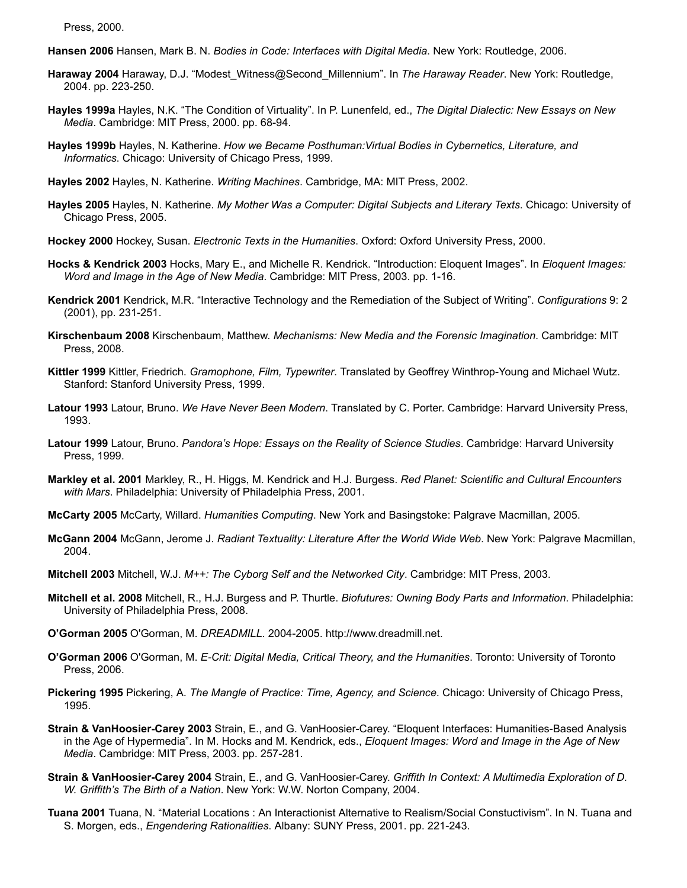Press, 2000.

**Hansen 2006** Hansen, Mark B. N. *Bodies in Code: Interfaces with Digital Media*. New York: Routledge, 2006.

**Haraway 2004** Haraway, D.J. "Modest_Witness@Second_Millennium". In *The Haraway Reader*. New York: Routledge, 2004. pp. 223-250.

**Hayles 1999a** Hayles, N.K. "The Condition of Virtuality". In P. Lunenfeld, ed., *The Digital Dialectic: New Essays on New Media*. Cambridge: MIT Press, 2000. pp. 68-94.

**Hayles 1999b** Hayles, N. Katherine. *How we Became Posthuman:Virtual Bodies in Cybernetics, Literature, and Informatics*. Chicago: University of Chicago Press, 1999.

**Hayles 2002** Hayles, N. Katherine. *Writing Machines*. Cambridge, MA: MIT Press, 2002.

**Hayles 2005** Hayles, N. Katherine. *My Mother Was a Computer: Digital Subjects and Literary Texts*. Chicago: University of Chicago Press, 2005.

**Hockey 2000** Hockey, Susan. *Electronic Texts in the Humanities*. Oxford: Oxford University Press, 2000.

**Hocks & Kendrick 2003** Hocks, Mary E., and Michelle R. Kendrick. "Introduction: Eloquent Images". In *Eloquent Images: Word and Image in the Age of New Media*. Cambridge: MIT Press, 2003. pp. 1-16.

**Kendrick 2001** Kendrick, M.R. "Interactive Technology and the Remediation of the Subject of Writing". *Configurations* 9: 2 (2001), pp. 231-251.

**Kirschenbaum 2008** Kirschenbaum, Matthew. *Mechanisms: New Media and the Forensic Imagination*. Cambridge: MIT Press, 2008.

**Kittler 1999** Kittler, Friedrich. *Gramophone, Film, Typewriter*. Translated by Geoffrey Winthrop-Young and Michael Wutz. Stanford: Stanford University Press, 1999.

**Latour 1993** Latour, Bruno. *We Have Never Been Modern*. Translated by C. Porter. Cambridge: Harvard University Press, 1993.

**Latour 1999** Latour, Bruno. *Pandora's Hope: Essays on the Reality of Science Studies*. Cambridge: Harvard University Press, 1999.

**Markley et al. 2001** Markley, R., H. Higgs, M. Kendrick and H.J. Burgess. *Red Planet: Scientific and Cultural Encounters with Mars*. Philadelphia: University of Philadelphia Press, 2001.

**McCarty 2005** McCarty, Willard. *Humanities Computing*. New York and Basingstoke: Palgrave Macmillan, 2005.

**McGann 2004** McGann, Jerome J. *Radiant Textuality: Literature After the World Wide Web*. New York: Palgrave Macmillan, 2004.

**Mitchell 2003** Mitchell, W.J. *M++: The Cyborg Self and the Networked City*. Cambridge: MIT Press, 2003.

**Mitchell et al. 2008** Mitchell, R., H.J. Burgess and P. Thurtle. *Biofutures: Owning Body Parts and Information*. Philadelphia: University of Philadelphia Press, 2008.

**O'Gorman 2005** O'Gorman, M. *DREADMILL*. 2004-2005. http://www.dreadmill.net.

**O'Gorman 2006** O'Gorman, M. *E-Crit: Digital Media, Critical Theory, and the Humanities*. Toronto: University of Toronto Press, 2006.

**Pickering 1995** Pickering, A. *The Mangle of Practice: Time, Agency, and Science*. Chicago: University of Chicago Press, 1995.

**Strain & VanHoosier-Carey 2003** Strain, E., and G. VanHoosier-Carey. "Eloquent Interfaces: Humanities-Based Analysis in the Age of Hypermedia". In M. Hocks and M. Kendrick, eds., *Eloquent Images: Word and Image in the Age of New Media*. Cambridge: MIT Press, 2003. pp. 257-281.

**Strain & VanHoosier-Carey 2004** Strain, E., and G. VanHoosier-Carey. *Griffith In Context: A Multimedia Exploration of D. W. Griffith's The Birth of a Nation*. New York: W.W. Norton Company, 2004.

**Tuana 2001** Tuana, N. "Material Locations : An Interactionist Alternative to Realism/Social Constuctivism". In N. Tuana and S. Morgen, eds., *Engendering Rationalities*. Albany: SUNY Press, 2001. pp. 221-243.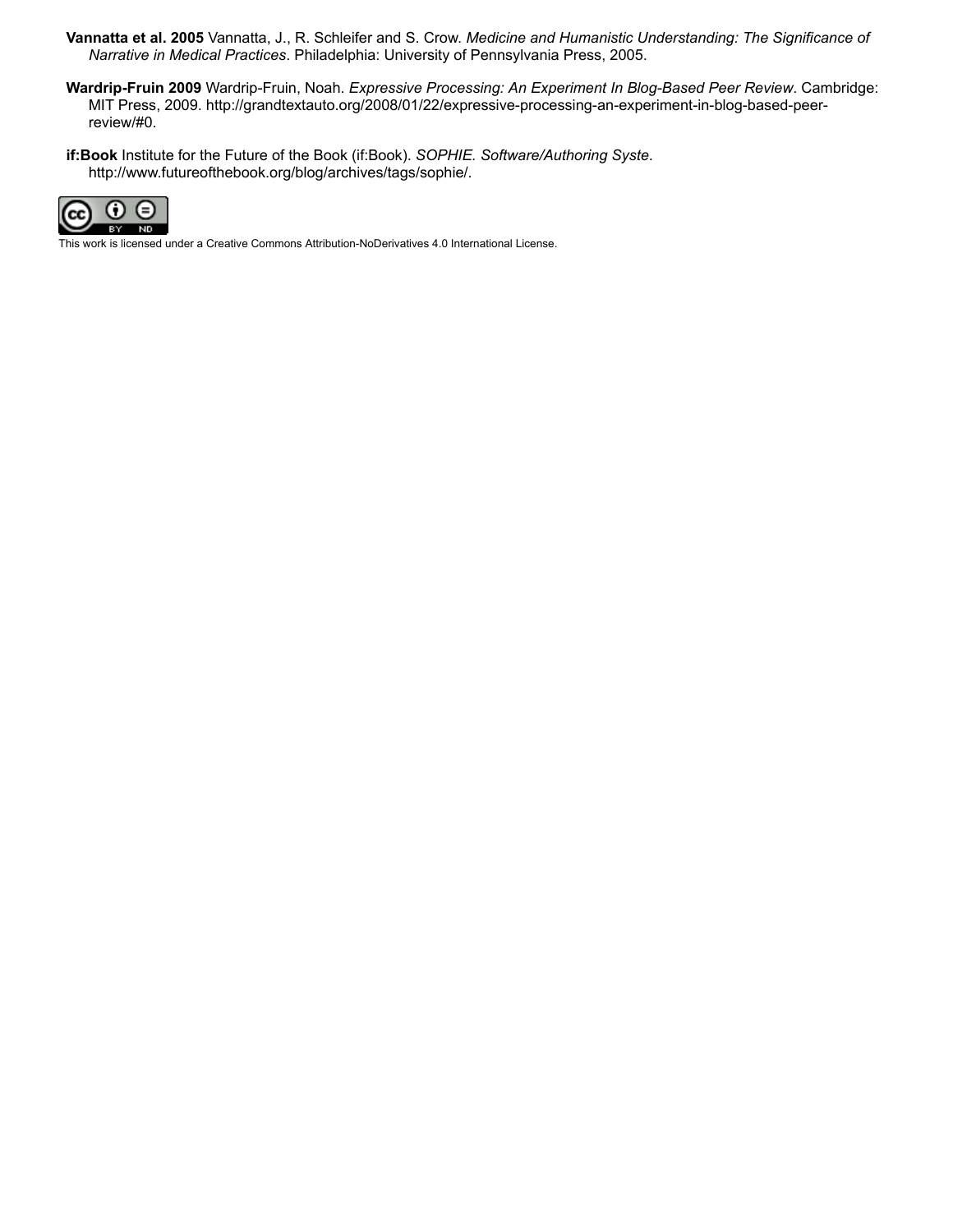**Vannatta et al. 2005** Vannatta, J., R. Schleifer and S. Crow. *Medicine and Humanistic Understanding: The Significance of Narrative in Medical Practices*. Philadelphia: University of Pennsylvania Press, 2005.

**Wardrip-Fruin 2009** Wardrip-Fruin, Noah. *Expressive Processing: An Experiment In Blog-Based Peer Review*. Cambridge: MIT Press, 2009. http://grandtextauto.org/2008/01/22/expressive-processing-an-experiment-in-blog-based-peer-review/#0.

**if:Book** Institute for the Future of the Book (if:Book). *SOPHIE. Software/Authoring Syste*. http://www.futureofthebook.org/blog/archives/tags/sophie/.

This work is licensed under a Creative Commons Attribution-NoDerivatives 4.0 International License.